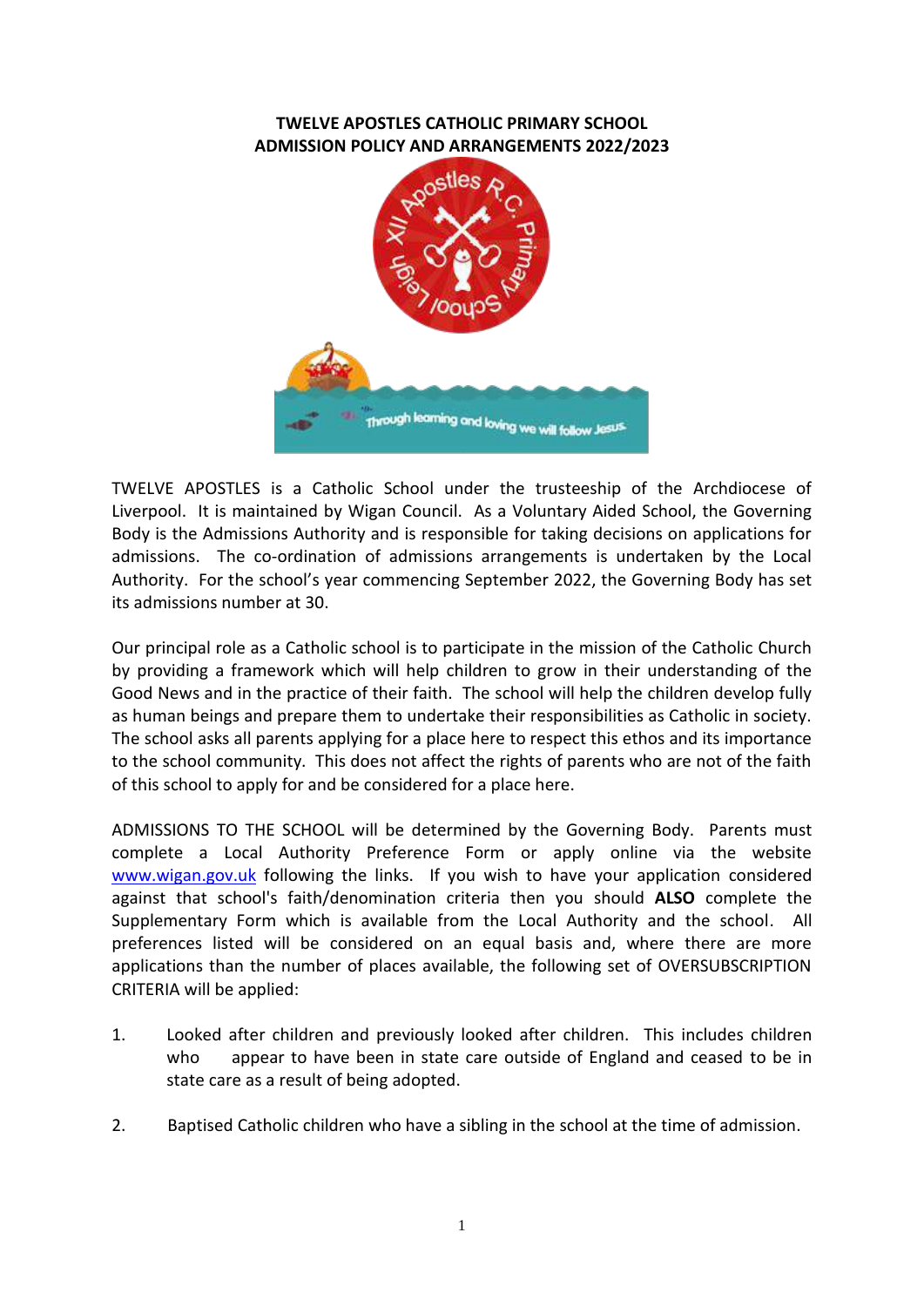# TWELVE APOSTLES CATHOLIC PRIMARY SCHOOL
## ADMISSION POLICY AND ARRANGEMENTS 2022/2023

TWELVE APOSTLES is a Catholic School under the trusteeship of the Archdiocese of Liverpool. It is maintained by Wigan Council. As a Voluntary Aided School, the Governing Body is the Admissions Authority and is responsible for taking decisions on applications for admissions. The co-ordination of admissions arrangements is undertaken by the Local Authority. For the school's year commencing September 2022, the Governing Body has set its admissions number at 30.

Our principal role as a Catholic school is to participate in the mission of the Catholic Church by providing a framework which will help children to grow in their understanding of the Good News and in the practice of their faith. The school will help the children develop fully as human beings and prepare them to undertake their responsibilities as Catholic in society. The school asks all parents applying for a place here to respect this ethos and its importance to the school community. This does not affect the rights of parents who are not of the faith of this school to apply for and be considered for a place here.

ADMISSIONS TO THE SCHOOL will be determined by the Governing Body. Parents must complete a Local Authority Preference Form or apply online via the website www.wigan.gov.uk following the links. If you wish to have your application considered against that school's faith/denomination criteria then you should **ALSO** complete the Supplementary Form which is available from the Local Authority and the school. All preferences listed will be considered on an equal basis and, where there are more applications than the number of places available, the following set of OVERSUBSCRIPTION CRITERIA will be applied:

1. Looked after children and previously looked after children. This includes children who appear to have been in state care outside of England and ceased to be in state care as a result of being adopted.

2. Baptised Catholic children who have a sibling in the school at the time of admission.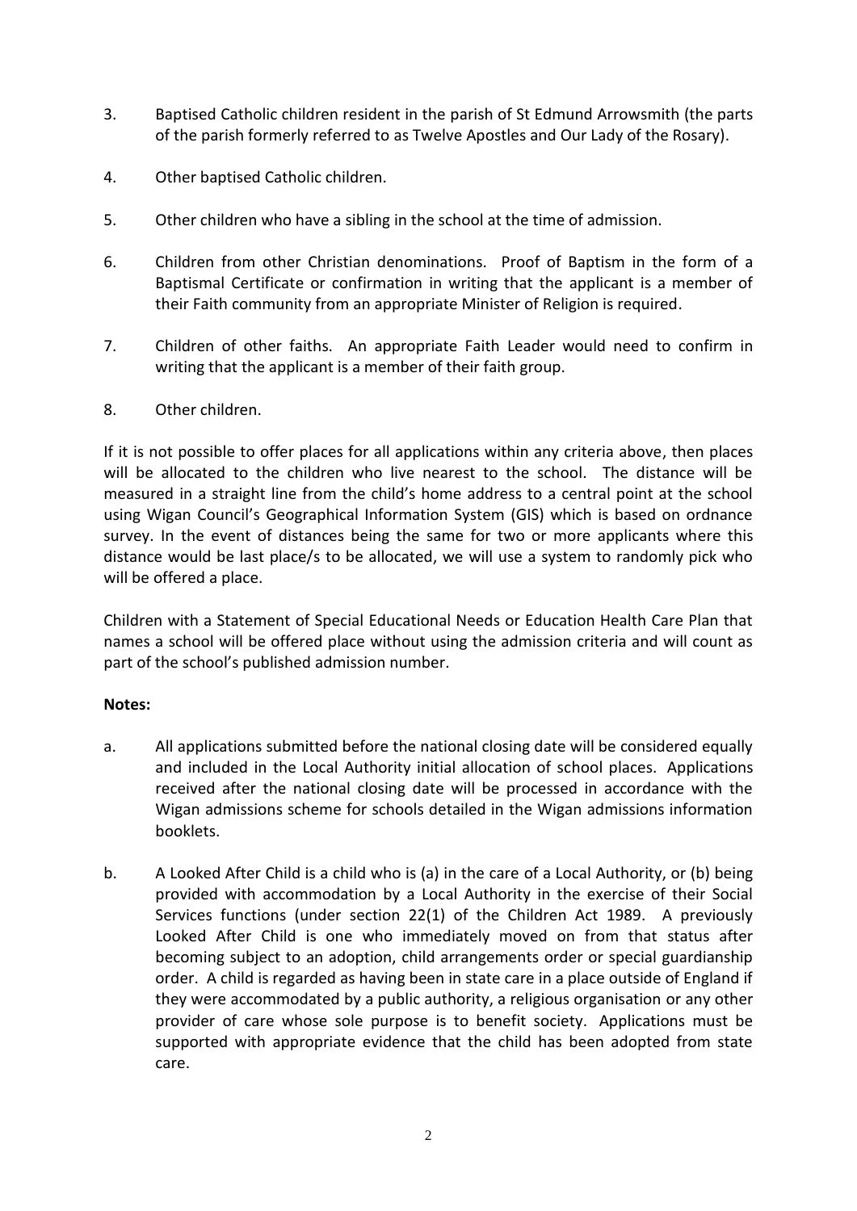3. Baptised Catholic children resident in the parish of St Edmund Arrowsmith (the parts of the parish formerly referred to as Twelve Apostles and Our Lady of the Rosary).

4. Other baptised Catholic children.

5. Other children who have a sibling in the school at the time of admission.

6. Children from other Christian denominations. Proof of Baptism in the form of a Baptismal Certificate or confirmation in writing that the applicant is a member of their Faith community from an appropriate Minister of Religion is required.

7. Children of other faiths. An appropriate Faith Leader would need to confirm in writing that the applicant is a member of their faith group.

8. Other children.

If it is not possible to offer places for all applications within any criteria above, then places will be allocated to the children who live nearest to the school. The distance will be measured in a straight line from the child's home address to a central point at the school using Wigan Council's Geographical Information System (GIS) which is based on ordnance survey. In the event of distances being the same for two or more applicants where this distance would be last place/s to be allocated, we will use a system to randomly pick who will be offered a place.

Children with a Statement of Special Educational Needs or Education Health Care Plan that names a school will be offered place without using the admission criteria and will count as part of the school's published admission number.

**Notes:**

a. All applications submitted before the national closing date will be considered equally and included in the Local Authority initial allocation of school places. Applications received after the national closing date will be processed in accordance with the Wigan admissions scheme for schools detailed in the Wigan admissions information booklets.

b. A Looked After Child is a child who is (a) in the care of a Local Authority, or (b) being provided with accommodation by a Local Authority in the exercise of their Social Services functions (under section 22(1) of the Children Act 1989. A previously Looked After Child is one who immediately moved on from that status after becoming subject to an adoption, child arrangements order or special guardianship order. A child is regarded as having been in state care in a place outside of England if they were accommodated by a public authority, a religious organisation or any other provider of care whose sole purpose is to benefit society. Applications must be supported with appropriate evidence that the child has been adopted from state care.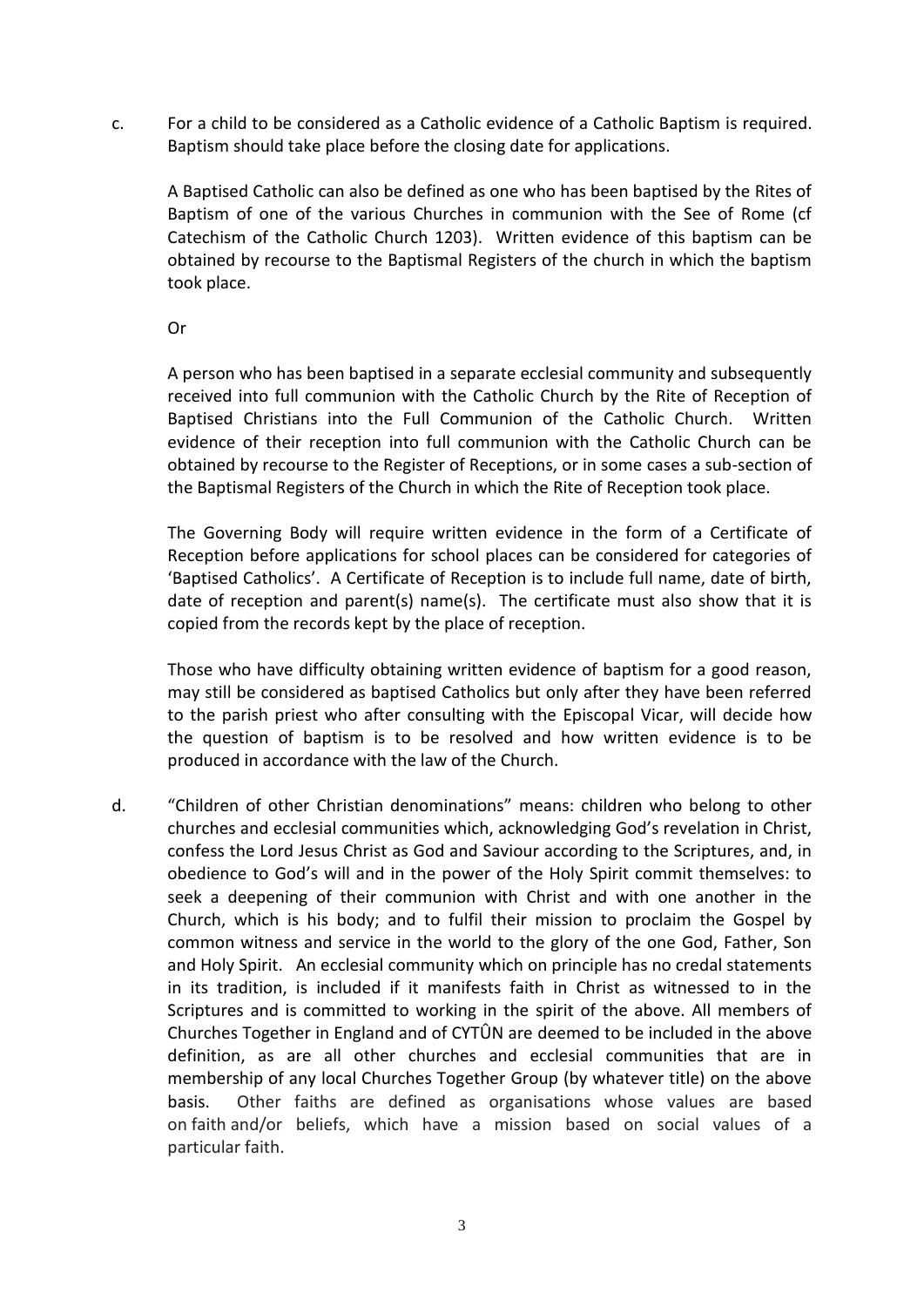c. For a child to be considered as a Catholic evidence of a Catholic Baptism is required. Baptism should take place before the closing date for applications.

   A Baptised Catholic can also be defined as one who has been baptised by the Rites of Baptism of one of the various Churches in communion with the See of Rome (cf Catechism of the Catholic Church 1203). Written evidence of this baptism can be obtained by recourse to the Baptismal Registers of the church in which the baptism took place.

   Or

   A person who has been baptised in a separate ecclesial community and subsequently received into full communion with the Catholic Church by the Rite of Reception of Baptised Christians into the Full Communion of the Catholic Church. Written evidence of their reception into full communion with the Catholic Church can be obtained by recourse to the Register of Receptions, or in some cases a sub-section of the Baptismal Registers of the Church in which the Rite of Reception took place.

   The Governing Body will require written evidence in the form of a Certificate of Reception before applications for school places can be considered for categories of 'Baptised Catholics'. A Certificate of Reception is to include full name, date of birth, date of reception and parent(s) name(s). The certificate must also show that it is copied from the records kept by the place of reception.

   Those who have difficulty obtaining written evidence of baptism for a good reason, may still be considered as baptised Catholics but only after they have been referred to the parish priest who after consulting with the Episcopal Vicar, will decide how the question of baptism is to be resolved and how written evidence is to be produced in accordance with the law of the Church.

d. "Children of other Christian denominations" means: children who belong to other churches and ecclesial communities which, acknowledging God's revelation in Christ, confess the Lord Jesus Christ as God and Saviour according to the Scriptures, and, in obedience to God's will and in the power of the Holy Spirit commit themselves: to seek a deepening of their communion with Christ and with one another in the Church, which is his body; and to fulfil their mission to proclaim the Gospel by common witness and service in the world to the glory of the one God, Father, Son and Holy Spirit. An ecclesial community which on principle has no credal statements in its tradition, is included if it manifests faith in Christ as witnessed to in the Scriptures and is committed to working in the spirit of the above. All members of Churches Together in England and of CYTÛN are deemed to be included in the above definition, as are all other churches and ecclesial communities that are in membership of any local Churches Together Group (by whatever title) on the above basis. Other faiths are defined as organisations whose values are based on faith and/or beliefs, which have a mission based on social values of a particular faith.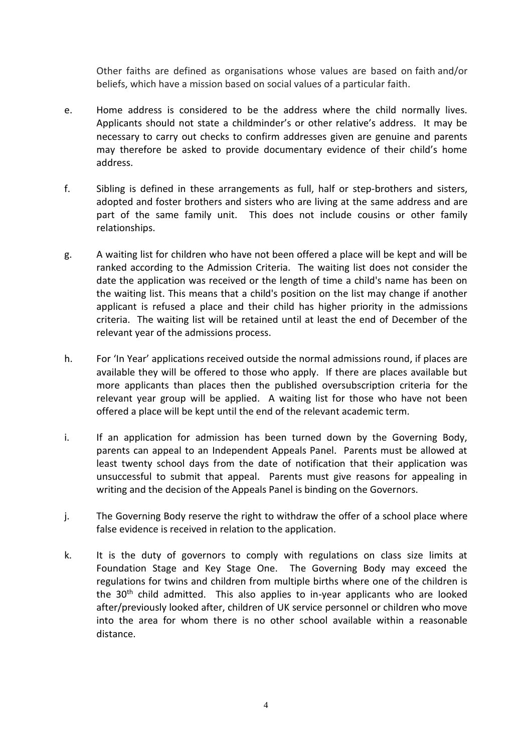Other faiths are defined as organisations whose values are based on faith and/or beliefs, which have a mission based on social values of a particular faith.

e. Home address is considered to be the address where the child normally lives. Applicants should not state a childminder's or other relative's address. It may be necessary to carry out checks to confirm addresses given are genuine and parents may therefore be asked to provide documentary evidence of their child's home address.

f. Sibling is defined in these arrangements as full, half or step-brothers and sisters, adopted and foster brothers and sisters who are living at the same address and are part of the same family unit. This does not include cousins or other family relationships.

g. A waiting list for children who have not been offered a place will be kept and will be ranked according to the Admission Criteria. The waiting list does not consider the date the application was received or the length of time a child's name has been on the waiting list. This means that a child's position on the list may change if another applicant is refused a place and their child has higher priority in the admissions criteria. The waiting list will be retained until at least the end of December of the relevant year of the admissions process.

h. For 'In Year' applications received outside the normal admissions round, if places are available they will be offered to those who apply. If there are places available but more applicants than places then the published oversubscription criteria for the relevant year group will be applied. A waiting list for those who have not been offered a place will be kept until the end of the relevant academic term.

i. If an application for admission has been turned down by the Governing Body, parents can appeal to an Independent Appeals Panel. Parents must be allowed at least twenty school days from the date of notification that their application was unsuccessful to submit that appeal. Parents must give reasons for appealing in writing and the decision of the Appeals Panel is binding on the Governors.

j. The Governing Body reserve the right to withdraw the offer of a school place where false evidence is received in relation to the application.

k. It is the duty of governors to comply with regulations on class size limits at Foundation Stage and Key Stage One. The Governing Body may exceed the regulations for twins and children from multiple births where one of the children is the 30th child admitted. This also applies to in-year applicants who are looked after/previously looked after, children of UK service personnel or children who move into the area for whom there is no other school available within a reasonable distance.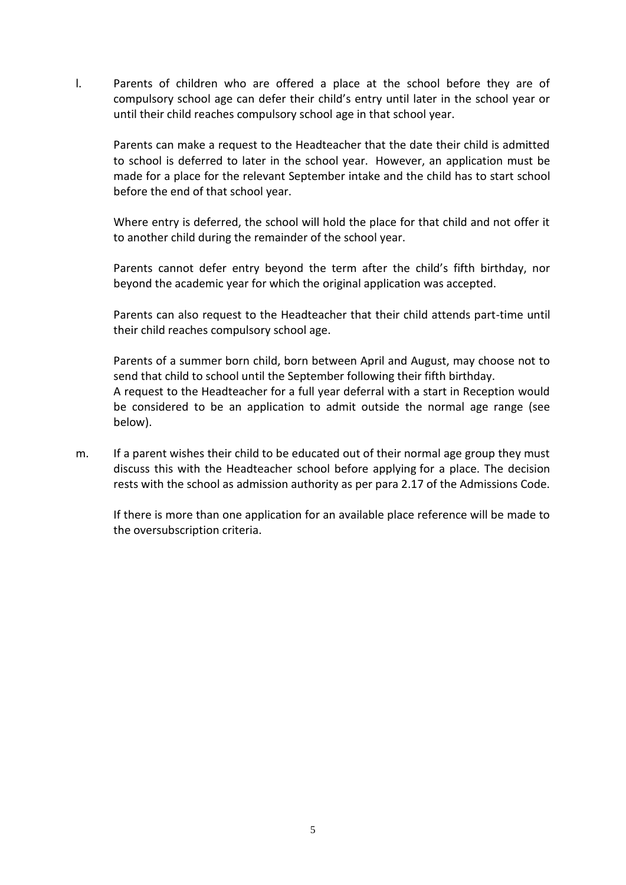l. Parents of children who are offered a place at the school before they are of compulsory school age can defer their child's entry until later in the school year or until their child reaches compulsory school age in that school year.

   Parents can make a request to the Headteacher that the date their child is admitted to school is deferred to later in the school year. However, an application must be made for a place for the relevant September intake and the child has to start school before the end of that school year.

   Where entry is deferred, the school will hold the place for that child and not offer it to another child during the remainder of the school year.

   Parents cannot defer entry beyond the term after the child's fifth birthday, nor beyond the academic year for which the original application was accepted.

   Parents can also request to the Headteacher that their child attends part-time until their child reaches compulsory school age.

   Parents of a summer born child, born between April and August, may choose not to send that child to school until the September following their fifth birthday.
   A request to the Headteacher for a full year deferral with a start in Reception would be considered to be an application to admit outside the normal age range (see below).

m. If a parent wishes their child to be educated out of their normal age group they must discuss this with the Headteacher school before applying for a place. The decision rests with the school as admission authority as per para 2.17 of the Admissions Code.

   If there is more than one application for an available place reference will be made to the oversubscription criteria.